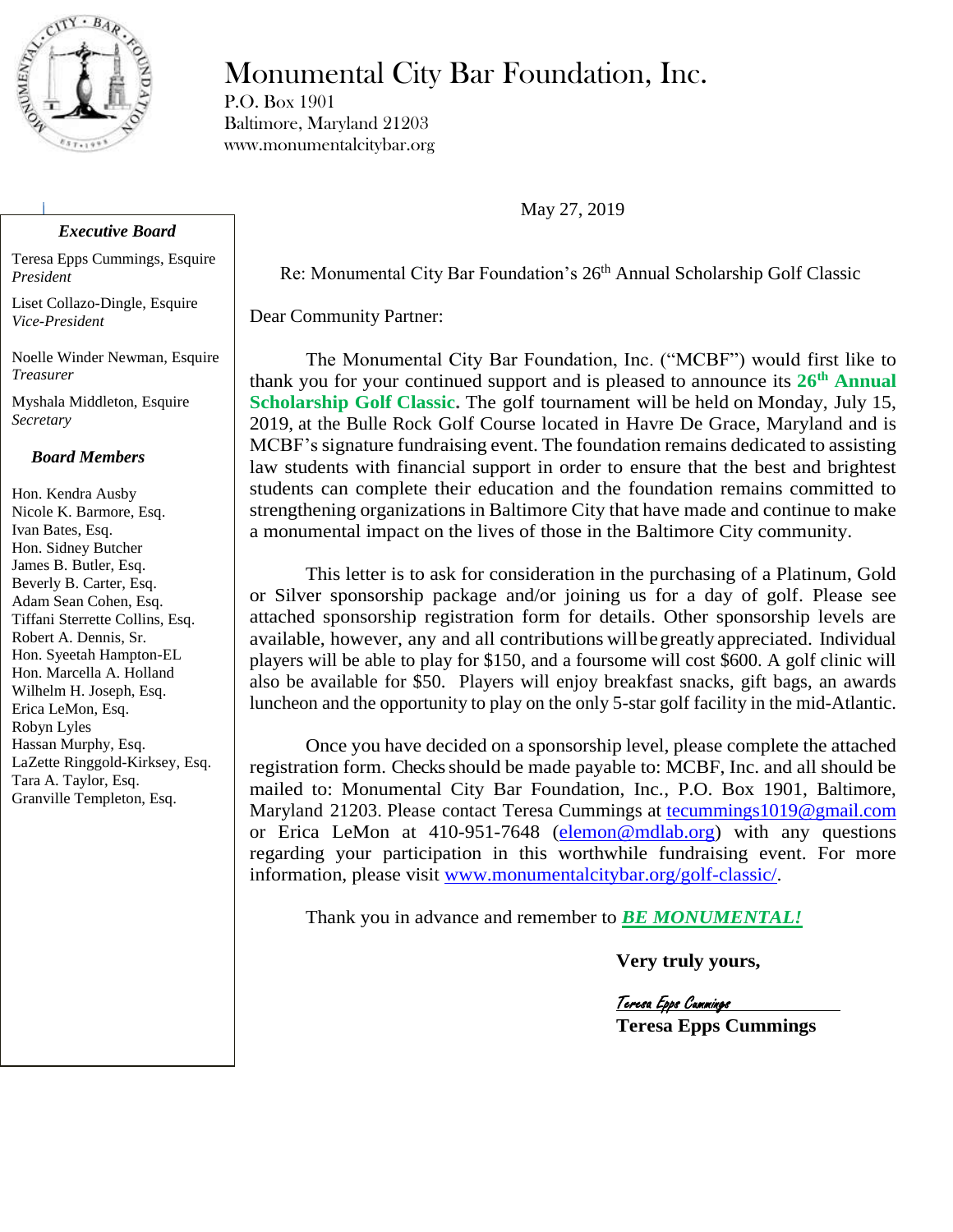# Monumental City Bar Foundation, Inc.

P.O. Box 1901
Baltimore, Maryland 21203
www.monumentalcitybar.org

***Executive Board***

Teresa Epps Cummings, Esquire
*President*

Liset Collazo-Dingle, Esquire
*Vice-President*

Noelle Winder Newman, Esquire
*Treasurer*

Myshala Middleton, Esquire
*Secretary*

***Board Members***

Hon. Kendra Ausby
Nicole K. Barmore, Esq.
Ivan Bates, Esq.
Hon. Sidney Butcher
James B. Butler, Esq.
Beverly B. Carter, Esq.
Adam Sean Cohen, Esq.
Tiffani Sterrette Collins, Esq.
Robert A. Dennis, Sr.
Hon. Syeetah Hampton-EL
Hon. Marcella A. Holland
Wilhelm H. Joseph, Esq.
Erica LeMon, Esq.
Robyn Lyles
Hassan Murphy, Esq.
LaZette Ringgold-Kirksey, Esq.
Tara A. Taylor, Esq.
Granville Templeton, Esq.

May 27, 2019

Re: Monumental City Bar Foundation's 26th Annual Scholarship Golf Classic

Dear Community Partner:

The Monumental City Bar Foundation, Inc. ("MCBF") would first like to thank you for your continued support and is pleased to announce its **26th Annual Scholarship Golf Classic.** The golf tournament will be held on Monday, July 15, 2019, at the Bulle Rock Golf Course located in Havre De Grace, Maryland and is MCBF's signature fundraising event. The foundation remains dedicated to assisting law students with financial support in order to ensure that the best and brightest students can complete their education and the foundation remains committed to strengthening organizations in Baltimore City that have made and continue to make a monumental impact on the lives of those in the Baltimore City community.

This letter is to ask for consideration in the purchasing of a Platinum, Gold or Silver sponsorship package and/or joining us for a day of golf. Please see attached sponsorship registration form for details. Other sponsorship levels are available, however, any and all contributions will be greatly appreciated. Individual players will be able to play for $150, and a foursome will cost $600. A golf clinic will also be available for $50. Players will enjoy breakfast snacks, gift bags, an awards luncheon and the opportunity to play on the only 5-star golf facility in the mid-Atlantic.

Once you have decided on a sponsorship level, please complete the attached registration form. Checks should be made payable to: MCBF, Inc. and all should be mailed to: Monumental City Bar Foundation, Inc., P.O. Box 1901, Baltimore, Maryland 21203. Please contact Teresa Cummings at tecummings1019@gmail.com or Erica LeMon at 410-951-7648 (elemon@mdlab.org) with any questions regarding your participation in this worthwhile fundraising event. For more information, please visit www.monumentalcitybar.org/golf-classic/.

Thank you in advance and remember to ***BE MONUMENTAL!***

**Very truly yours,**

*Teresa Epps Cummings*

**Teresa Epps Cummings**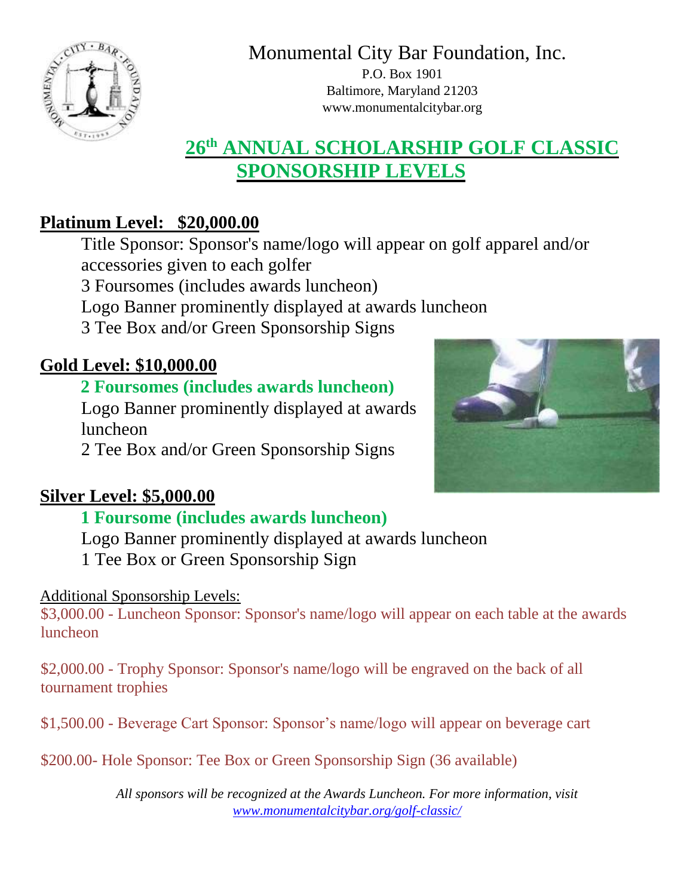# Monumental City Bar Foundation, Inc.

P.O. Box 1901
Baltimore, Maryland 21203
www.monumentalcitybar.org

## 26th ANNUAL SCHOLARSHIP GOLF CLASSIC SPONSORSHIP LEVELS

### Platinum Level: $20,000.00

Title Sponsor: Sponsor's name/logo will appear on golf apparel and/or accessories given to each golfer
3 Foursomes (includes awards luncheon)
Logo Banner prominently displayed at awards luncheon
3 Tee Box and/or Green Sponsorship Signs

### Gold Level: $10,000.00

**2 Foursomes (includes awards luncheon)**
Logo Banner prominently displayed at awards luncheon
2 Tee Box and/or Green Sponsorship Signs

### Silver Level: $5,000.00

**1 Foursome (includes awards luncheon)**
Logo Banner prominently displayed at awards luncheon
1 Tee Box or Green Sponsorship Sign

Additional Sponsorship Levels:

$3,000.00 - Luncheon Sponsor: Sponsor's name/logo will appear on each table at the awards luncheon

$2,000.00 - Trophy Sponsor: Sponsor's name/logo will be engraved on the back of all tournament trophies

$1,500.00 - Beverage Cart Sponsor: Sponsor's name/logo will appear on beverage cart

$200.00- Hole Sponsor: Tee Box or Green Sponsorship Sign (36 available)

*All sponsors will be recognized at the Awards Luncheon. For more information, visit www.monumentalcitybar.org/golf-classic/*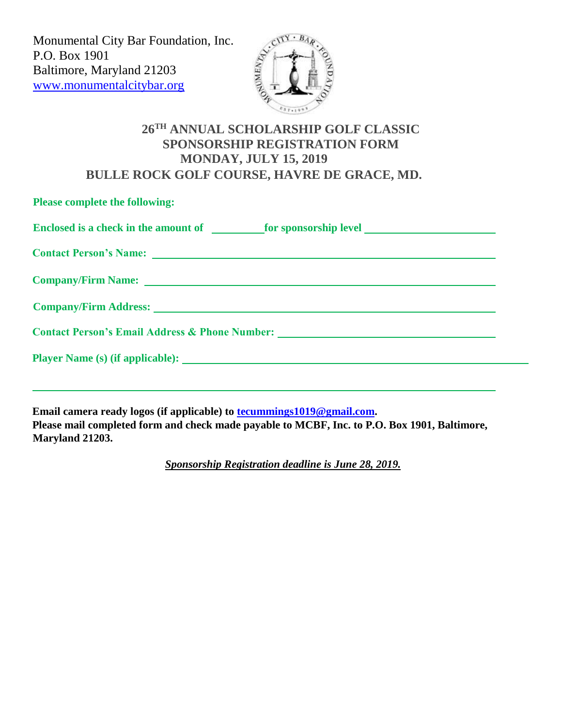Monumental City Bar Foundation, Inc.
P.O. Box 1901
Baltimore, Maryland 21203
[www.monumentalcitybar.org](http://www.monumentalcitybar.org)

## 26TH ANNUAL SCHOLARSHIP GOLF CLASSIC
## SPONSORSHIP REGISTRATION FORM
## MONDAY, JULY 15, 2019
## BULLE ROCK GOLF COURSE, HAVRE DE GRACE, MD.

**Please complete the following:**

**Enclosed is a check in the amount of** __________ **for sponsorship level** ________________________

**Contact Person's Name:** ____________________________________________________________

**Company/Firm Name:** ____________________________________________________________

**Company/Firm Address:** ____________________________________________________________

**Contact Person's Email Address & Phone Number:** ______________________________________

**Player Name (s) (if applicable):** ______________________________________________________

______________________________________________________________________________

**Email camera ready logos (if applicable) to [tecummings1019@gmail.com](mailto:tecummings1019@gmail.com).**
**Please mail completed form and check made payable to MCBF, Inc. to P.O. Box 1901, Baltimore, Maryland 21203.**

***Sponsorship Registration deadline is June 28, 2019.***